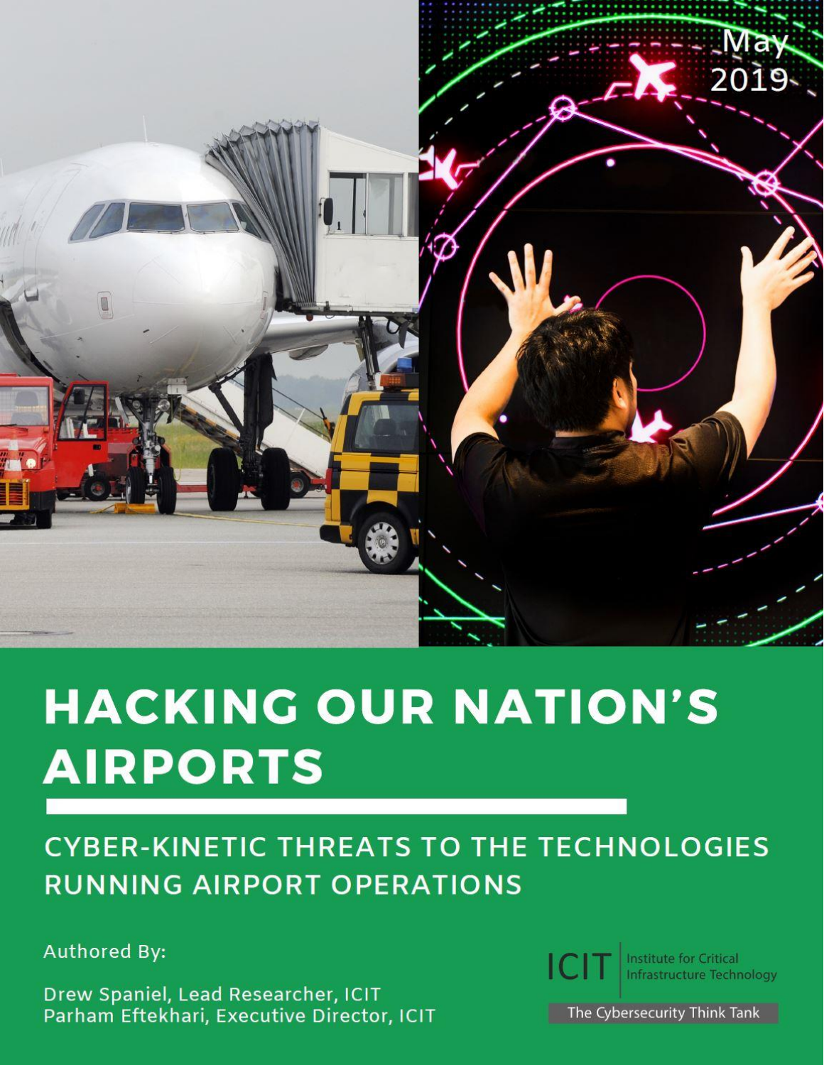May 2019

# HACKING OUR NATION'S AIRPORTS

## CYBER-KINETIC THREATS TO THE TECHNOLOGIES RUNNING AIRPORT OPERATIONS

Authored By:

Drew Spaniel, Lead Researcher, ICIT
Parham Eftekhari, Executive Director, ICIT

ICIT | Institute for Critical Infrastructure Technology

The Cybersecurity Think Tank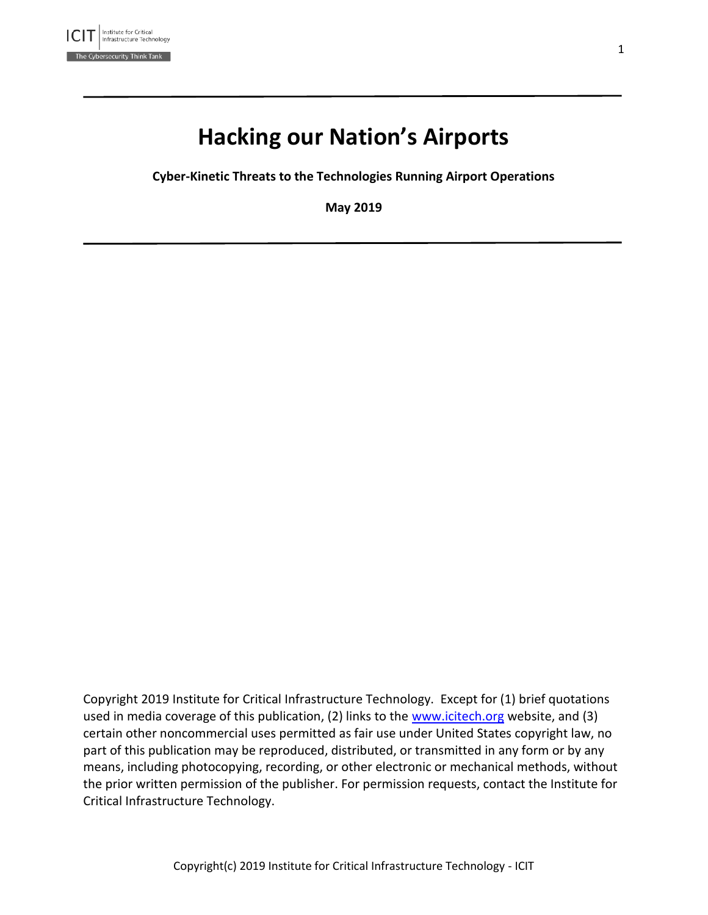# Hacking our Nation's Airports

**Cyber-Kinetic Threats to the Technologies Running Airport Operations**

**May 2019**

Copyright 2019 Institute for Critical Infrastructure Technology. Except for (1) brief quotations used in media coverage of this publication, (2) links to the [www.icitech.org](www.icitech.org) website, and (3) certain other noncommercial uses permitted as fair use under United States copyright law, no part of this publication may be reproduced, distributed, or transmitted in any form or by any means, including photocopying, recording, or other electronic or mechanical methods, without the prior written permission of the publisher. For permission requests, contact the Institute for Critical Infrastructure Technology.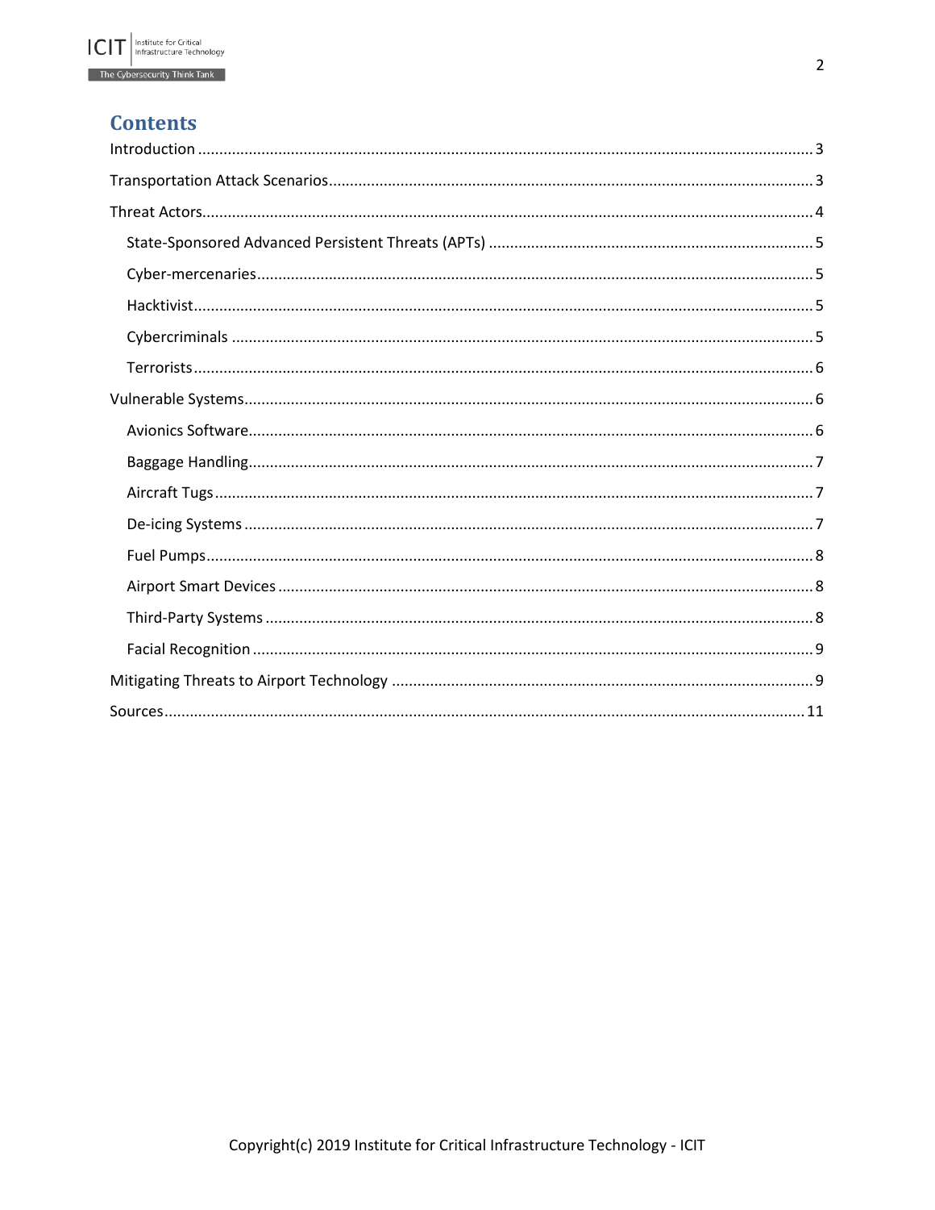## Contents

- Introduction ... 3
- Transportation Attack Scenarios ... 3
- Threat Actors ... 4
  - State-Sponsored Advanced Persistent Threats (APTs) ... 5
  - Cyber-mercenaries ... 5
  - Hacktivist ... 5
  - Cybercriminals ... 5
  - Terrorists ... 6
- Vulnerable Systems ... 6
  - Avionics Software ... 6
  - Baggage Handling ... 7
  - Aircraft Tugs ... 7
  - De-icing Systems ... 7
  - Fuel Pumps ... 8
  - Airport Smart Devices ... 8
  - Third-Party Systems ... 8
  - Facial Recognition ... 9
- Mitigating Threats to Airport Technology ... 9
- Sources ... 11

Copyright(c) 2019 Institute for Critical Infrastructure Technology - ICIT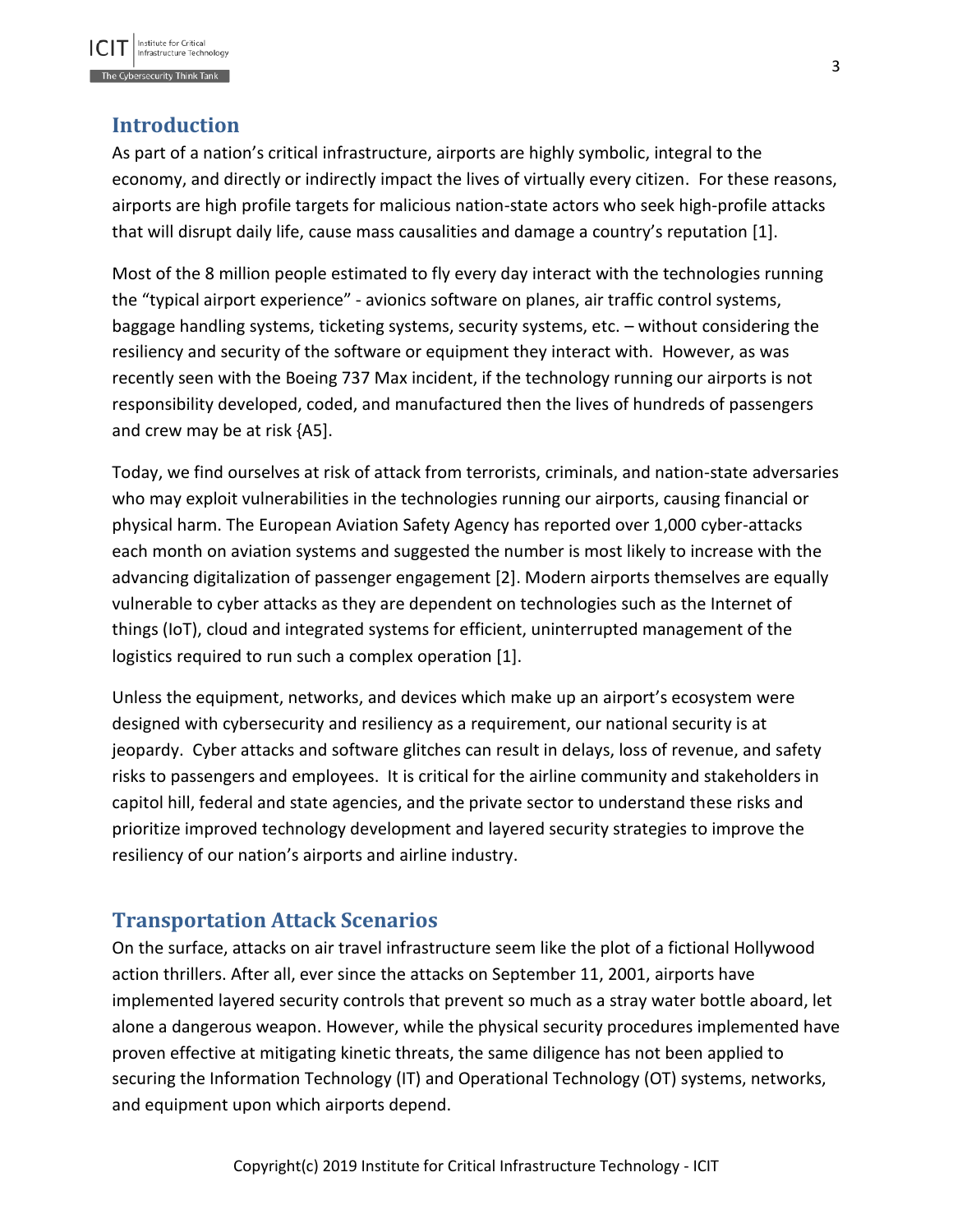## Introduction

As part of a nation's critical infrastructure, airports are highly symbolic, integral to the economy, and directly or indirectly impact the lives of virtually every citizen. For these reasons, airports are high profile targets for malicious nation-state actors who seek high-profile attacks that will disrupt daily life, cause mass causalities and damage a country's reputation [1].

Most of the 8 million people estimated to fly every day interact with the technologies running the "typical airport experience" - avionics software on planes, air traffic control systems, baggage handling systems, ticketing systems, security systems, etc. – without considering the resiliency and security of the software or equipment they interact with. However, as was recently seen with the Boeing 737 Max incident, if the technology running our airports is not responsibility developed, coded, and manufactured then the lives of hundreds of passengers and crew may be at risk {A5].

Today, we find ourselves at risk of attack from terrorists, criminals, and nation-state adversaries who may exploit vulnerabilities in the technologies running our airports, causing financial or physical harm. The European Aviation Safety Agency has reported over 1,000 cyber-attacks each month on aviation systems and suggested the number is most likely to increase with the advancing digitalization of passenger engagement [2]. Modern airports themselves are equally vulnerable to cyber attacks as they are dependent on technologies such as the Internet of things (IoT), cloud and integrated systems for efficient, uninterrupted management of the logistics required to run such a complex operation [1].

Unless the equipment, networks, and devices which make up an airport's ecosystem were designed with cybersecurity and resiliency as a requirement, our national security is at jeopardy. Cyber attacks and software glitches can result in delays, loss of revenue, and safety risks to passengers and employees. It is critical for the airline community and stakeholders in capitol hill, federal and state agencies, and the private sector to understand these risks and prioritize improved technology development and layered security strategies to improve the resiliency of our nation's airports and airline industry.

## Transportation Attack Scenarios

On the surface, attacks on air travel infrastructure seem like the plot of a fictional Hollywood action thrillers. After all, ever since the attacks on September 11, 2001, airports have implemented layered security controls that prevent so much as a stray water bottle aboard, let alone a dangerous weapon. However, while the physical security procedures implemented have proven effective at mitigating kinetic threats, the same diligence has not been applied to securing the Information Technology (IT) and Operational Technology (OT) systems, networks, and equipment upon which airports depend.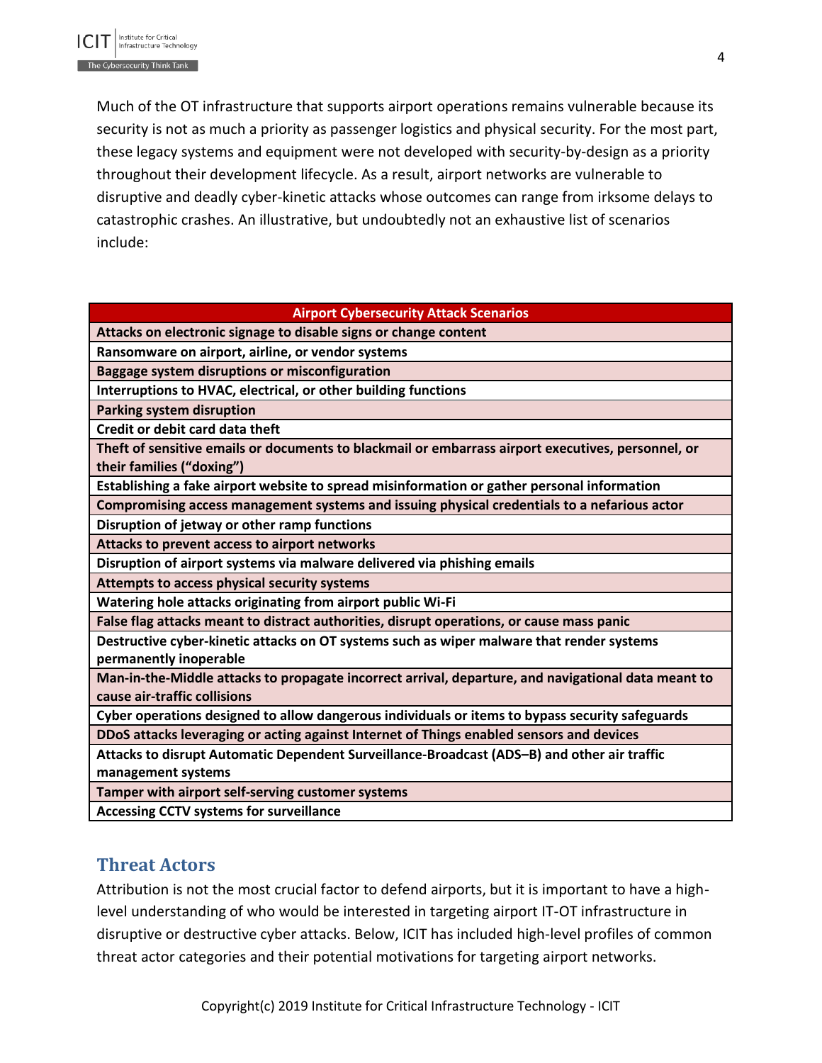Much of the OT infrastructure that supports airport operations remains vulnerable because its security is not as much a priority as passenger logistics and physical security. For the most part, these legacy systems and equipment were not developed with security-by-design as a priority throughout their development lifecycle. As a result, airport networks are vulnerable to disruptive and deadly cyber-kinetic attacks whose outcomes can range from irksome delays to catastrophic crashes. An illustrative, but undoubtedly not an exhaustive list of scenarios include:

| Airport Cybersecurity Attack Scenarios |
|---|
| **Attacks on electronic signage to disable signs or change content** |
| **Ransomware on airport, airline, or vendor systems** |
| **Baggage system disruptions or misconfiguration** |
| **Interruptions to HVAC, electrical, or other building functions** |
| **Parking system disruption** |
| **Credit or debit card data theft** |
| **Theft of sensitive emails or documents to blackmail or embarrass airport executives, personnel, or their families ("doxing")** |
| **Establishing a fake airport website to spread misinformation or gather personal information** |
| **Compromising access management systems and issuing physical credentials to a nefarious actor** |
| **Disruption of jetway or other ramp functions** |
| **Attacks to prevent access to airport networks** |
| **Disruption of airport systems via malware delivered via phishing emails** |
| **Attempts to access physical security systems** |
| **Watering hole attacks originating from airport public Wi-Fi** |
| **False flag attacks meant to distract authorities, disrupt operations, or cause mass panic** |
| **Destructive cyber-kinetic attacks on OT systems such as wiper malware that render systems permanently inoperable** |
| **Man-in-the-Middle attacks to propagate incorrect arrival, departure, and navigational data meant to cause air-traffic collisions** |
| **Cyber operations designed to allow dangerous individuals or items to bypass security safeguards** |
| **DDoS attacks leveraging or acting against Internet of Things enabled sensors and devices** |
| **Attacks to disrupt Automatic Dependent Surveillance-Broadcast (ADS–B) and other air traffic management systems** |
| **Tamper with airport self-serving customer systems** |
| **Accessing CCTV systems for surveillance** |

## Threat Actors

Attribution is not the most crucial factor to defend airports, but it is important to have a high-level understanding of who would be interested in targeting airport IT-OT infrastructure in disruptive or destructive cyber attacks. Below, ICIT has included high-level profiles of common threat actor categories and their potential motivations for targeting airport networks.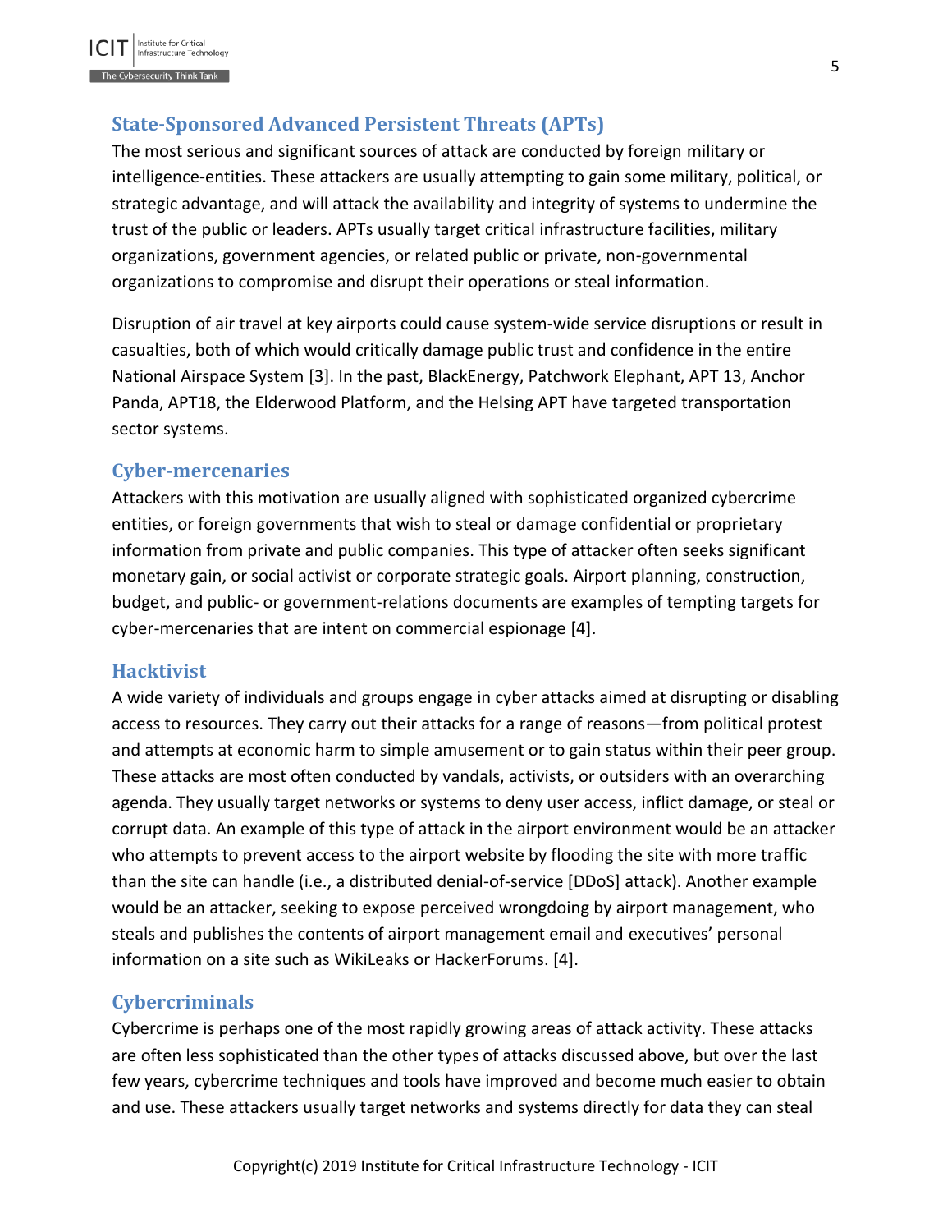## State-Sponsored Advanced Persistent Threats (APTs)

The most serious and significant sources of attack are conducted by foreign military or intelligence-entities. These attackers are usually attempting to gain some military, political, or strategic advantage, and will attack the availability and integrity of systems to undermine the trust of the public or leaders. APTs usually target critical infrastructure facilities, military organizations, government agencies, or related public or private, non-governmental organizations to compromise and disrupt their operations or steal information.

Disruption of air travel at key airports could cause system-wide service disruptions or result in casualties, both of which would critically damage public trust and confidence in the entire National Airspace System [3]. In the past, BlackEnergy, Patchwork Elephant, APT 13, Anchor Panda, APT18, the Elderwood Platform, and the Helsing APT have targeted transportation sector systems.

## Cyber-mercenaries

Attackers with this motivation are usually aligned with sophisticated organized cybercrime entities, or foreign governments that wish to steal or damage confidential or proprietary information from private and public companies. This type of attacker often seeks significant monetary gain, or social activist or corporate strategic goals. Airport planning, construction, budget, and public- or government-relations documents are examples of tempting targets for cyber-mercenaries that are intent on commercial espionage [4].

## Hacktivist

A wide variety of individuals and groups engage in cyber attacks aimed at disrupting or disabling access to resources. They carry out their attacks for a range of reasons—from political protest and attempts at economic harm to simple amusement or to gain status within their peer group. These attacks are most often conducted by vandals, activists, or outsiders with an overarching agenda. They usually target networks or systems to deny user access, inflict damage, or steal or corrupt data. An example of this type of attack in the airport environment would be an attacker who attempts to prevent access to the airport website by flooding the site with more traffic than the site can handle (i.e., a distributed denial-of-service [DDoS] attack). Another example would be an attacker, seeking to expose perceived wrongdoing by airport management, who steals and publishes the contents of airport management email and executives' personal information on a site such as WikiLeaks or HackerForums. [4].

## Cybercriminals

Cybercrime is perhaps one of the most rapidly growing areas of attack activity. These attacks are often less sophisticated than the other types of attacks discussed above, but over the last few years, cybercrime techniques and tools have improved and become much easier to obtain and use. These attackers usually target networks and systems directly for data they can steal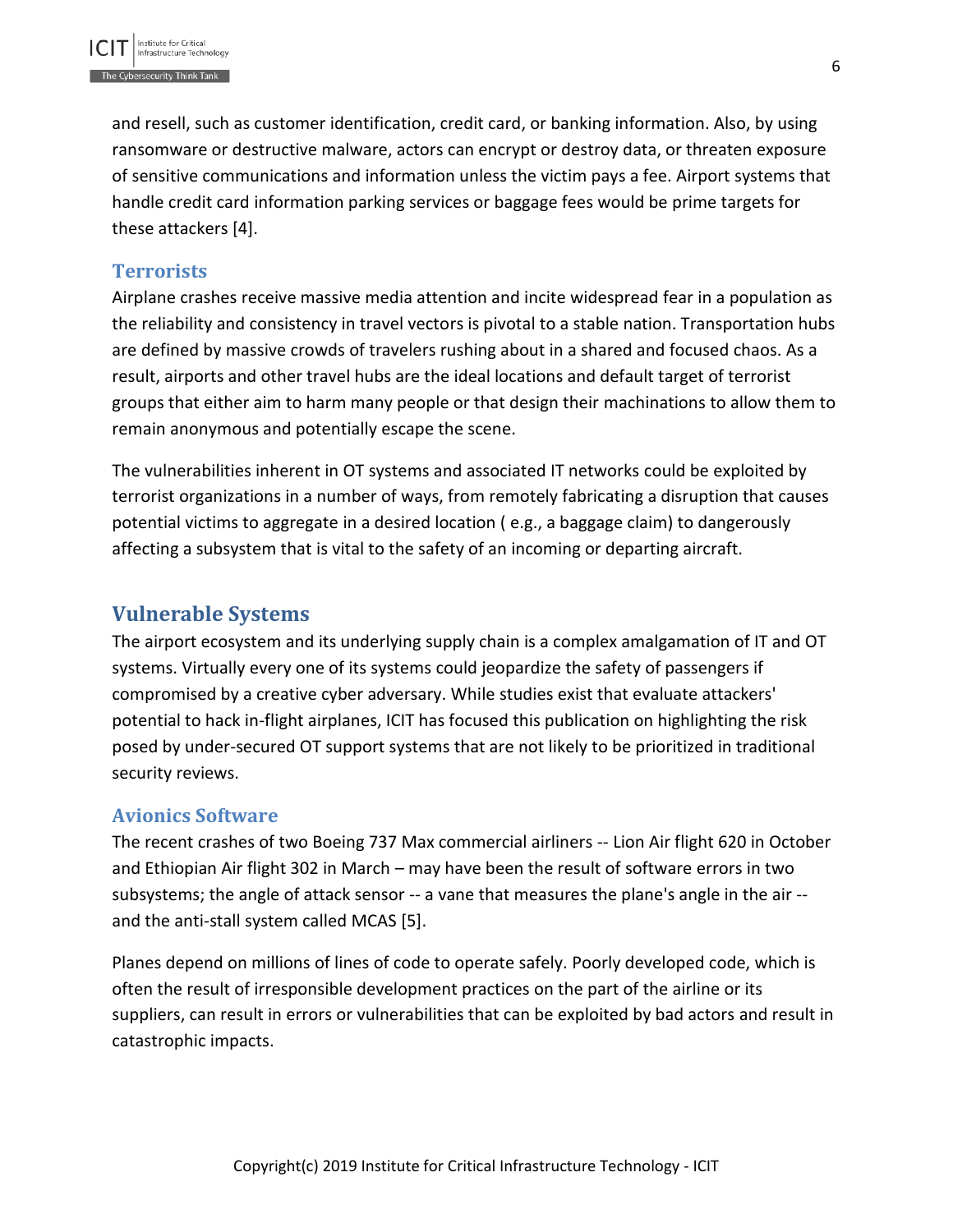and resell, such as customer identification, credit card, or banking information. Also, by using ransomware or destructive malware, actors can encrypt or destroy data, or threaten exposure of sensitive communications and information unless the victim pays a fee. Airport systems that handle credit card information parking services or baggage fees would be prime targets for these attackers [4].

### Terrorists

Airplane crashes receive massive media attention and incite widespread fear in a population as the reliability and consistency in travel vectors is pivotal to a stable nation. Transportation hubs are defined by massive crowds of travelers rushing about in a shared and focused chaos. As a result, airports and other travel hubs are the ideal locations and default target of terrorist groups that either aim to harm many people or that design their machinations to allow them to remain anonymous and potentially escape the scene.

The vulnerabilities inherent in OT systems and associated IT networks could be exploited by terrorist organizations in a number of ways, from remotely fabricating a disruption that causes potential victims to aggregate in a desired location ( e.g., a baggage claim) to dangerously affecting a subsystem that is vital to the safety of an incoming or departing aircraft.

## Vulnerable Systems

The airport ecosystem and its underlying supply chain is a complex amalgamation of IT and OT systems. Virtually every one of its systems could jeopardize the safety of passengers if compromised by a creative cyber adversary. While studies exist that evaluate attackers' potential to hack in-flight airplanes, ICIT has focused this publication on highlighting the risk posed by under-secured OT support systems that are not likely to be prioritized in traditional security reviews.

### Avionics Software

The recent crashes of two Boeing 737 Max commercial airliners -- Lion Air flight 620 in October and Ethiopian Air flight 302 in March – may have been the result of software errors in two subsystems; the angle of attack sensor -- a vane that measures the plane's angle in the air -- and the anti-stall system called MCAS [5].

Planes depend on millions of lines of code to operate safely. Poorly developed code, which is often the result of irresponsible development practices on the part of the airline or its suppliers, can result in errors or vulnerabilities that can be exploited by bad actors and result in catastrophic impacts.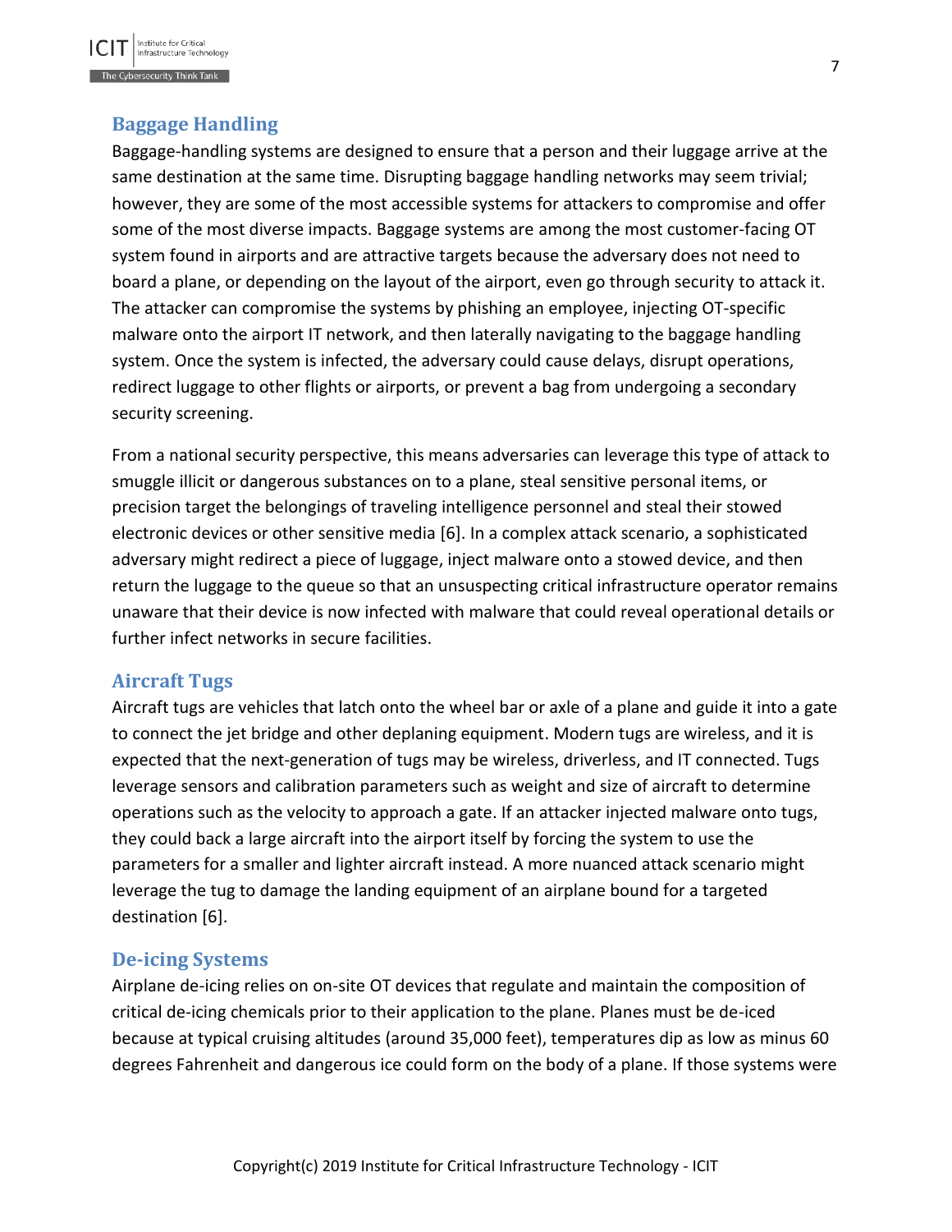## Baggage Handling

Baggage-handling systems are designed to ensure that a person and their luggage arrive at the same destination at the same time. Disrupting baggage handling networks may seem trivial; however, they are some of the most accessible systems for attackers to compromise and offer some of the most diverse impacts. Baggage systems are among the most customer-facing OT system found in airports and are attractive targets because the adversary does not need to board a plane, or depending on the layout of the airport, even go through security to attack it. The attacker can compromise the systems by phishing an employee, injecting OT-specific malware onto the airport IT network, and then laterally navigating to the baggage handling system. Once the system is infected, the adversary could cause delays, disrupt operations, redirect luggage to other flights or airports, or prevent a bag from undergoing a secondary security screening.

From a national security perspective, this means adversaries can leverage this type of attack to smuggle illicit or dangerous substances on to a plane, steal sensitive personal items, or precision target the belongings of traveling intelligence personnel and steal their stowed electronic devices or other sensitive media [6]. In a complex attack scenario, a sophisticated adversary might redirect a piece of luggage, inject malware onto a stowed device, and then return the luggage to the queue so that an unsuspecting critical infrastructure operator remains unaware that their device is now infected with malware that could reveal operational details or further infect networks in secure facilities.

## Aircraft Tugs

Aircraft tugs are vehicles that latch onto the wheel bar or axle of a plane and guide it into a gate to connect the jet bridge and other deplaning equipment. Modern tugs are wireless, and it is expected that the next-generation of tugs may be wireless, driverless, and IT connected. Tugs leverage sensors and calibration parameters such as weight and size of aircraft to determine operations such as the velocity to approach a gate. If an attacker injected malware onto tugs, they could back a large aircraft into the airport itself by forcing the system to use the parameters for a smaller and lighter aircraft instead. A more nuanced attack scenario might leverage the tug to damage the landing equipment of an airplane bound for a targeted destination [6].

## De-icing Systems

Airplane de-icing relies on on-site OT devices that regulate and maintain the composition of critical de-icing chemicals prior to their application to the plane. Planes must be de-iced because at typical cruising altitudes (around 35,000 feet), temperatures dip as low as minus 60 degrees Fahrenheit and dangerous ice could form on the body of a plane. If those systems were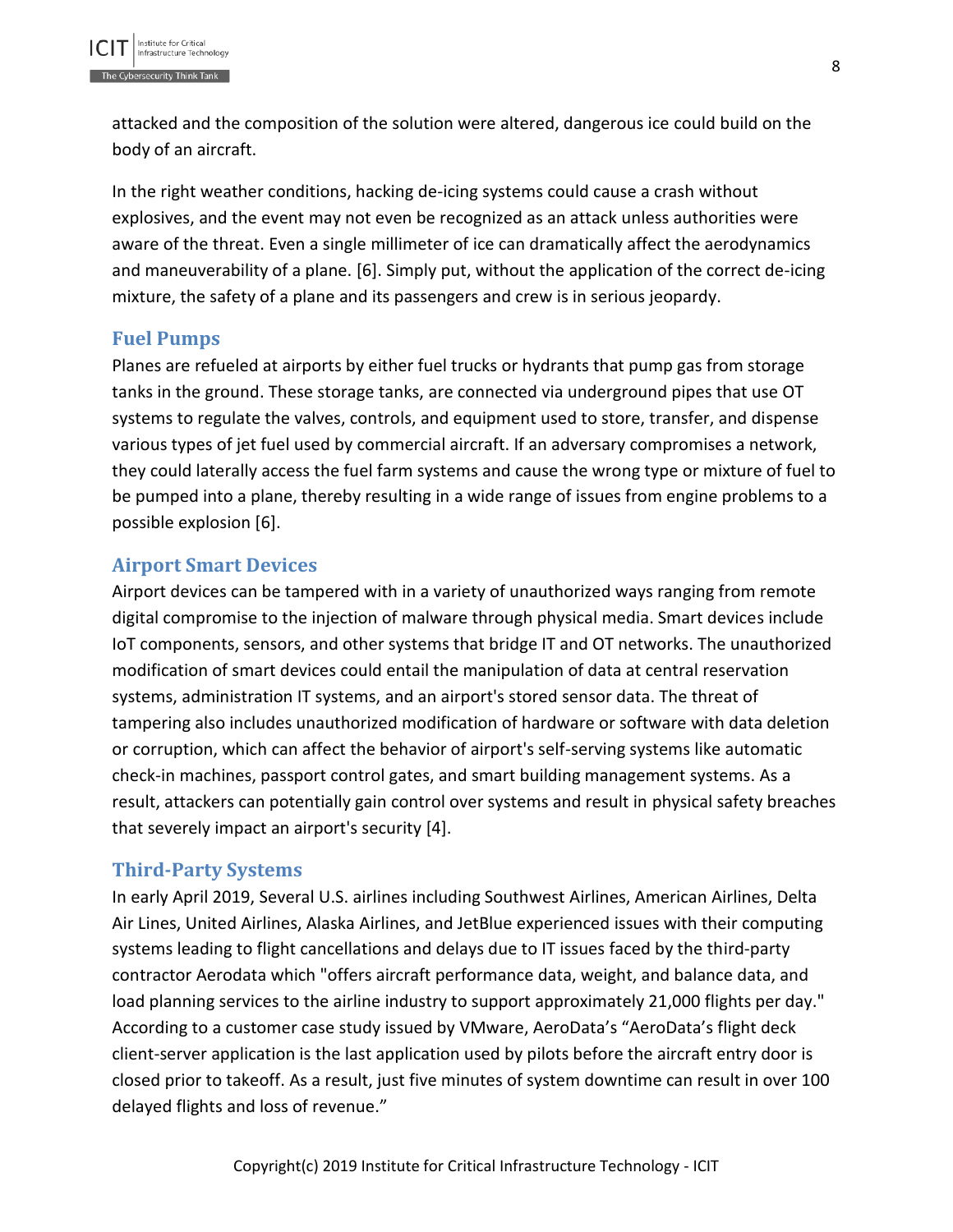attacked and the composition of the solution were altered, dangerous ice could build on the body of an aircraft.

In the right weather conditions, hacking de-icing systems could cause a crash without explosives, and the event may not even be recognized as an attack unless authorities were aware of the threat. Even a single millimeter of ice can dramatically affect the aerodynamics and maneuverability of a plane. [6]. Simply put, without the application of the correct de-icing mixture, the safety of a plane and its passengers and crew is in serious jeopardy.

## Fuel Pumps

Planes are refueled at airports by either fuel trucks or hydrants that pump gas from storage tanks in the ground. These storage tanks, are connected via underground pipes that use OT systems to regulate the valves, controls, and equipment used to store, transfer, and dispense various types of jet fuel used by commercial aircraft. If an adversary compromises a network, they could laterally access the fuel farm systems and cause the wrong type or mixture of fuel to be pumped into a plane, thereby resulting in a wide range of issues from engine problems to a possible explosion [6].

## Airport Smart Devices

Airport devices can be tampered with in a variety of unauthorized ways ranging from remote digital compromise to the injection of malware through physical media. Smart devices include IoT components, sensors, and other systems that bridge IT and OT networks. The unauthorized modification of smart devices could entail the manipulation of data at central reservation systems, administration IT systems, and an airport's stored sensor data. The threat of tampering also includes unauthorized modification of hardware or software with data deletion or corruption, which can affect the behavior of airport's self-serving systems like automatic check-in machines, passport control gates, and smart building management systems. As a result, attackers can potentially gain control over systems and result in physical safety breaches that severely impact an airport's security [4].

## Third-Party Systems

In early April 2019, Several U.S. airlines including Southwest Airlines, American Airlines, Delta Air Lines, United Airlines, Alaska Airlines, and JetBlue experienced issues with their computing systems leading to flight cancellations and delays due to IT issues faced by the third-party contractor Aerodata which "offers aircraft performance data, weight, and balance data, and load planning services to the airline industry to support approximately 21,000 flights per day." According to a customer case study issued by VMware, AeroData's "AeroData's flight deck client-server application is the last application used by pilots before the aircraft entry door is closed prior to takeoff. As a result, just five minutes of system downtime can result in over 100 delayed flights and loss of revenue."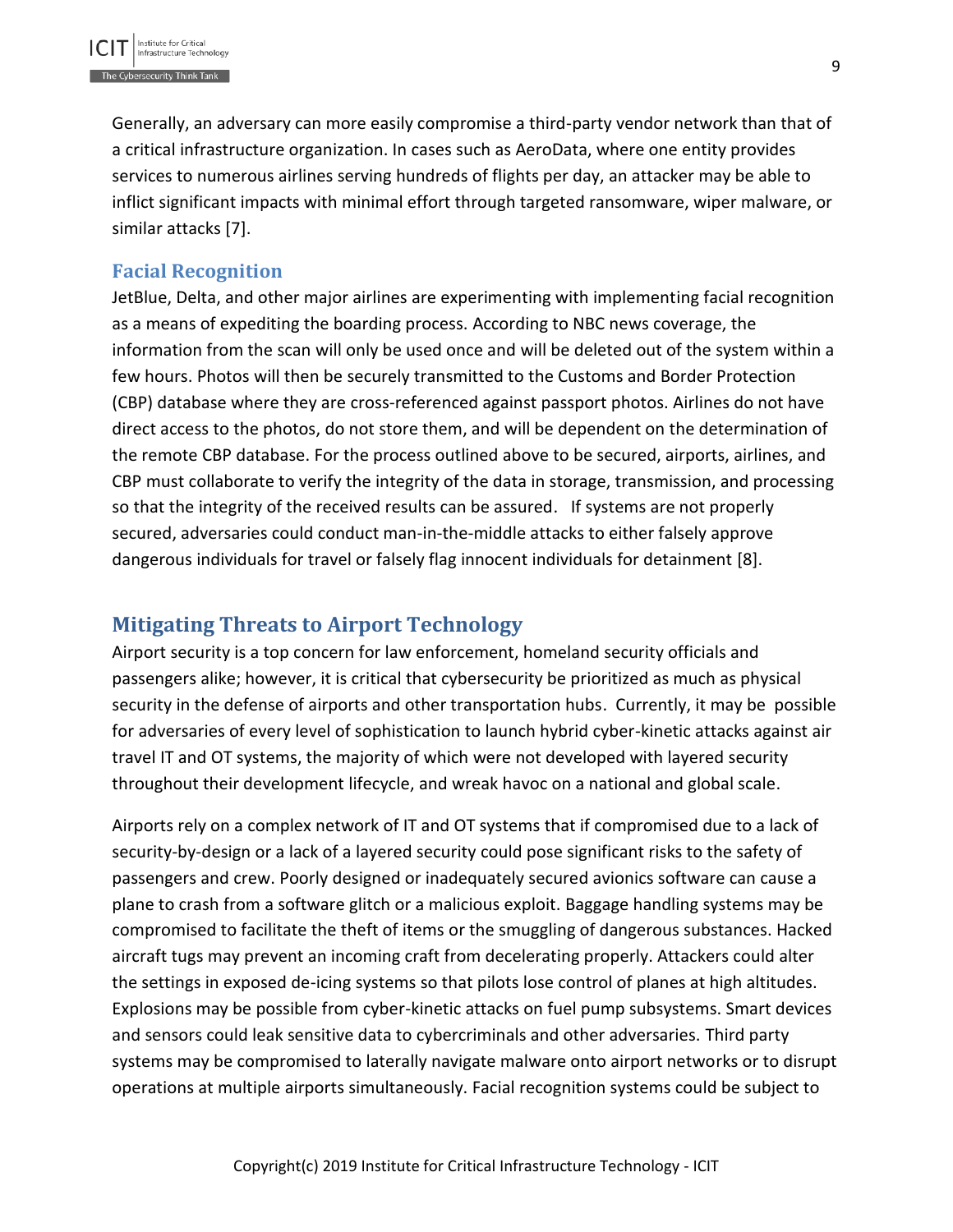Generally, an adversary can more easily compromise a third-party vendor network than that of a critical infrastructure organization. In cases such as AeroData, where one entity provides services to numerous airlines serving hundreds of flights per day, an attacker may be able to inflict significant impacts with minimal effort through targeted ransomware, wiper malware, or similar attacks [7].

### Facial Recognition

JetBlue, Delta, and other major airlines are experimenting with implementing facial recognition as a means of expediting the boarding process. According to NBC news coverage, the information from the scan will only be used once and will be deleted out of the system within a few hours. Photos will then be securely transmitted to the Customs and Border Protection (CBP) database where they are cross-referenced against passport photos. Airlines do not have direct access to the photos, do not store them, and will be dependent on the determination of the remote CBP database. For the process outlined above to be secured, airports, airlines, and CBP must collaborate to verify the integrity of the data in storage, transmission, and processing so that the integrity of the received results can be assured. If systems are not properly secured, adversaries could conduct man-in-the-middle attacks to either falsely approve dangerous individuals for travel or falsely flag innocent individuals for detainment [8].

## Mitigating Threats to Airport Technology

Airport security is a top concern for law enforcement, homeland security officials and passengers alike; however, it is critical that cybersecurity be prioritized as much as physical security in the defense of airports and other transportation hubs. Currently, it may be possible for adversaries of every level of sophistication to launch hybrid cyber-kinetic attacks against air travel IT and OT systems, the majority of which were not developed with layered security throughout their development lifecycle, and wreak havoc on a national and global scale.

Airports rely on a complex network of IT and OT systems that if compromised due to a lack of security-by-design or a lack of a layered security could pose significant risks to the safety of passengers and crew. Poorly designed or inadequately secured avionics software can cause a plane to crash from a software glitch or a malicious exploit. Baggage handling systems may be compromised to facilitate the theft of items or the smuggling of dangerous substances. Hacked aircraft tugs may prevent an incoming craft from decelerating properly. Attackers could alter the settings in exposed de-icing systems so that pilots lose control of planes at high altitudes. Explosions may be possible from cyber-kinetic attacks on fuel pump subsystems. Smart devices and sensors could leak sensitive data to cybercriminals and other adversaries. Third party systems may be compromised to laterally navigate malware onto airport networks or to disrupt operations at multiple airports simultaneously. Facial recognition systems could be subject to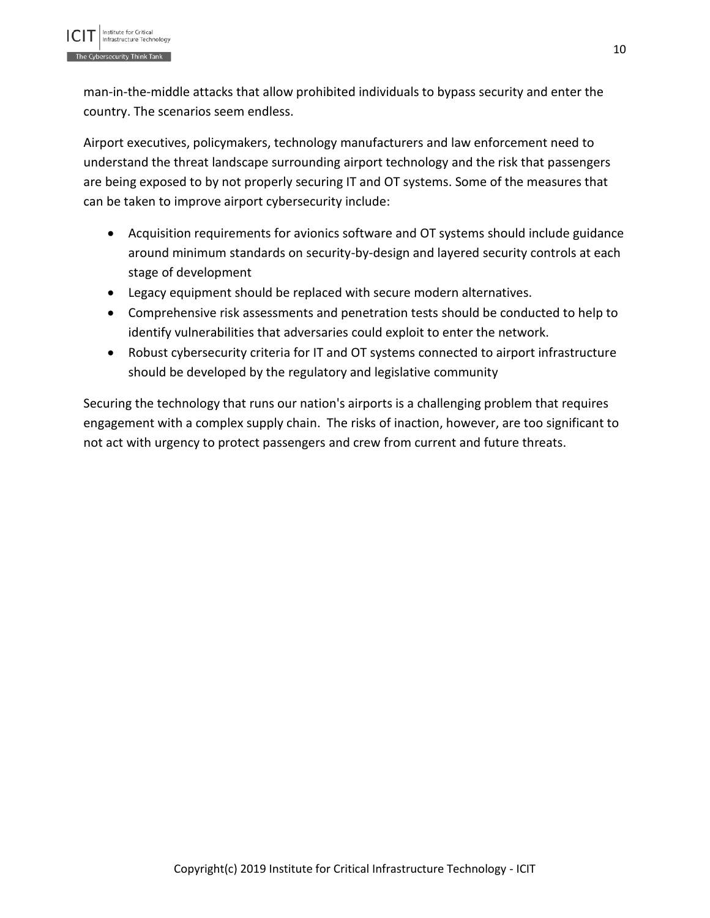man-in-the-middle attacks that allow prohibited individuals to bypass security and enter the country. The scenarios seem endless.

Airport executives, policymakers, technology manufacturers and law enforcement need to understand the threat landscape surrounding airport technology and the risk that passengers are being exposed to by not properly securing IT and OT systems. Some of the measures that can be taken to improve airport cybersecurity include:

- Acquisition requirements for avionics software and OT systems should include guidance around minimum standards on security-by-design and layered security controls at each stage of development
- Legacy equipment should be replaced with secure modern alternatives.
- Comprehensive risk assessments and penetration tests should be conducted to help to identify vulnerabilities that adversaries could exploit to enter the network.
- Robust cybersecurity criteria for IT and OT systems connected to airport infrastructure should be developed by the regulatory and legislative community

Securing the technology that runs our nation's airports is a challenging problem that requires engagement with a complex supply chain. The risks of inaction, however, are too significant to not act with urgency to protect passengers and crew from current and future threats.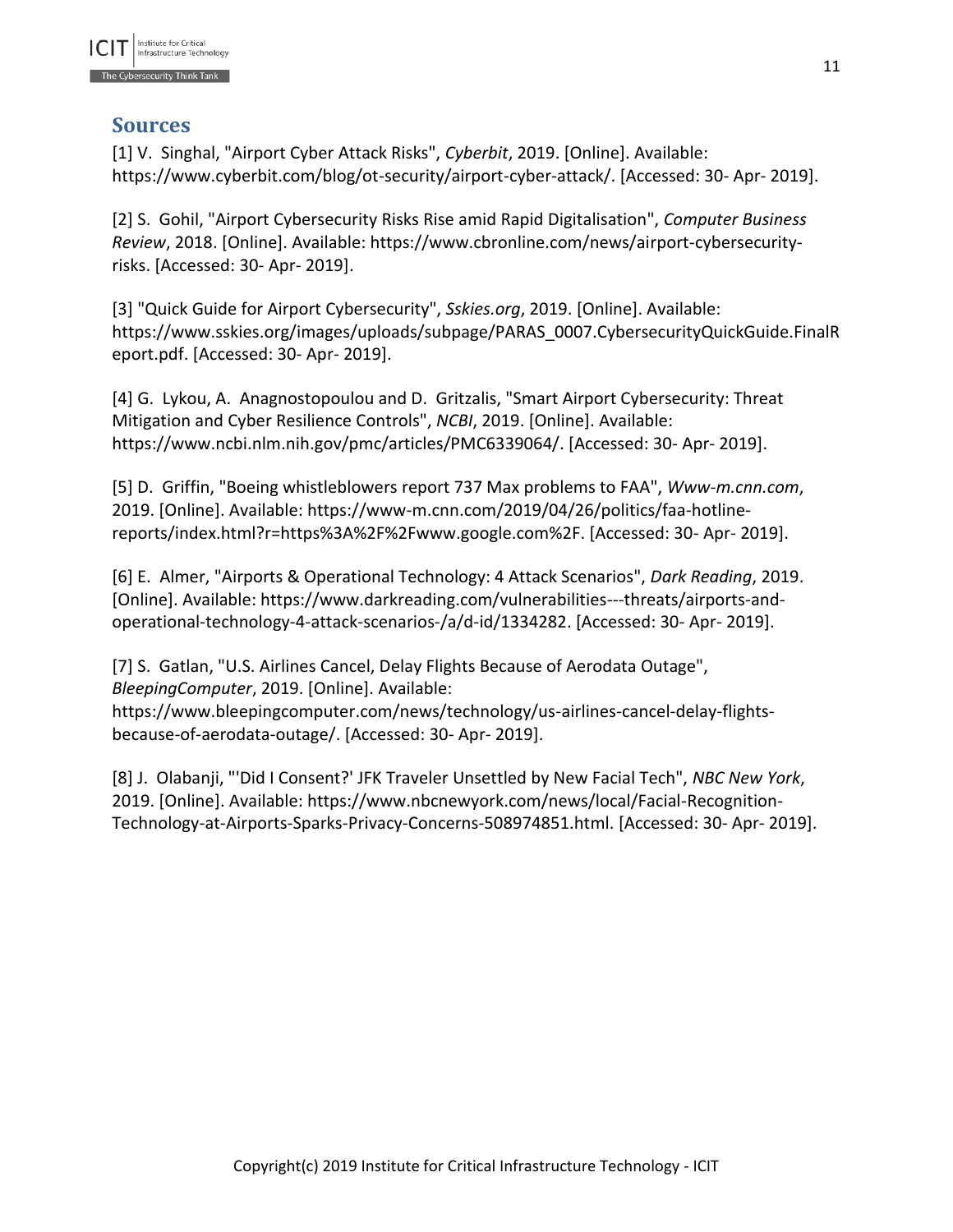## Sources

[1] V. Singhal, "Airport Cyber Attack Risks", *Cyberbit*, 2019. [Online]. Available: https://www.cyberbit.com/blog/ot-security/airport-cyber-attack/. [Accessed: 30- Apr- 2019].

[2] S. Gohil, "Airport Cybersecurity Risks Rise amid Rapid Digitalisation", *Computer Business Review*, 2018. [Online]. Available: https://www.cbronline.com/news/airport-cybersecurity-risks. [Accessed: 30- Apr- 2019].

[3] "Quick Guide for Airport Cybersecurity", *Sskies.org*, 2019. [Online]. Available: https://www.sskies.org/images/uploads/subpage/PARAS_0007.CybersecurityQuickGuide.FinalReport.pdf. [Accessed: 30- Apr- 2019].

[4] G. Lykou, A. Anagnostopoulou and D. Gritzalis, "Smart Airport Cybersecurity: Threat Mitigation and Cyber Resilience Controls", *NCBI*, 2019. [Online]. Available: https://www.ncbi.nlm.nih.gov/pmc/articles/PMC6339064/. [Accessed: 30- Apr- 2019].

[5] D. Griffin, "Boeing whistleblowers report 737 Max problems to FAA", *Www-m.cnn.com*, 2019. [Online]. Available: https://www-m.cnn.com/2019/04/26/politics/faa-hotline-reports/index.html?r=https%3A%2F%2Fwww.google.com%2F. [Accessed: 30- Apr- 2019].

[6] E. Almer, "Airports & Operational Technology: 4 Attack Scenarios", *Dark Reading*, 2019. [Online]. Available: https://www.darkreading.com/vulnerabilities---threats/airports-and-operational-technology-4-attack-scenarios-/a/d-id/1334282. [Accessed: 30- Apr- 2019].

[7] S. Gatlan, "U.S. Airlines Cancel, Delay Flights Because of Aerodata Outage", *BleepingComputer*, 2019. [Online]. Available: https://www.bleepingcomputer.com/news/technology/us-airlines-cancel-delay-flights-because-of-aerodata-outage/. [Accessed: 30- Apr- 2019].

[8] J. Olabanji, "'Did I Consent?' JFK Traveler Unsettled by New Facial Tech", *NBC New York*, 2019. [Online]. Available: https://www.nbcnewyork.com/news/local/Facial-Recognition-Technology-at-Airports-Sparks-Privacy-Concerns-508974851.html. [Accessed: 30- Apr- 2019].